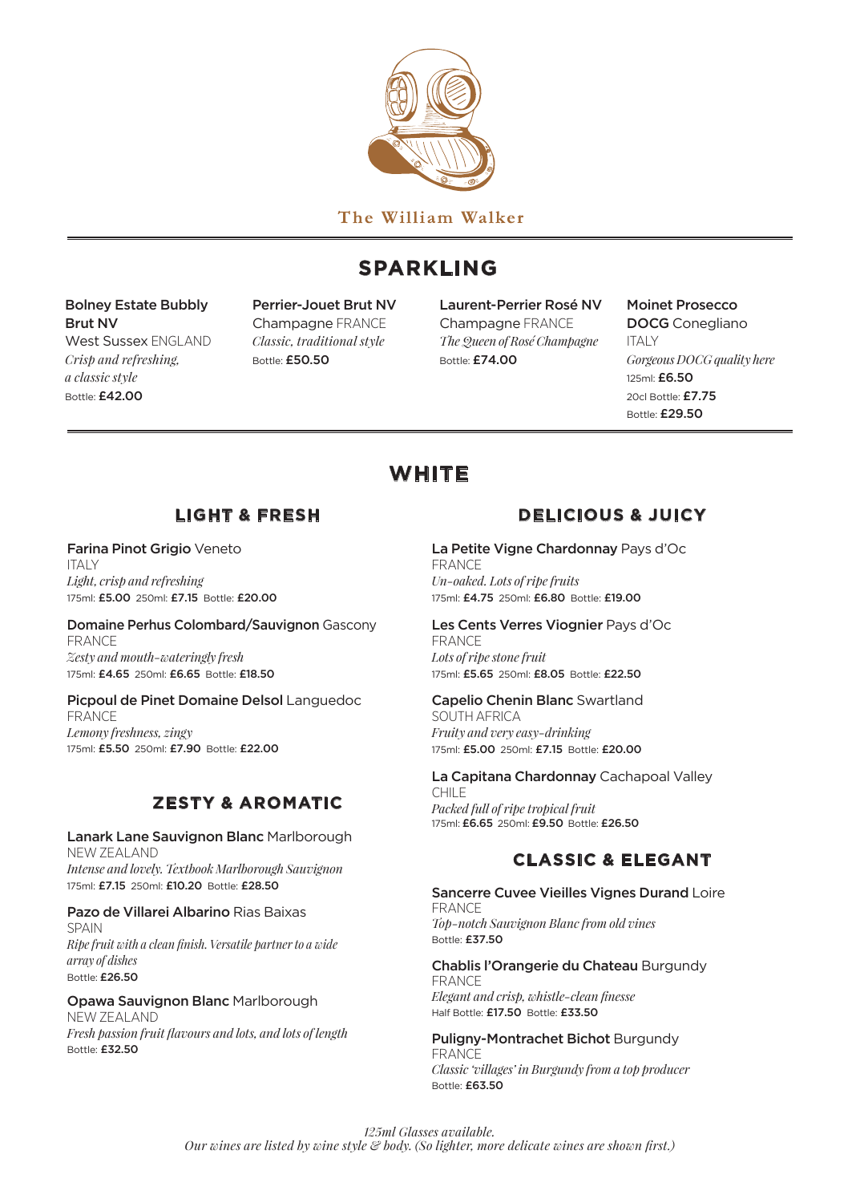# The William Walker

## SPARKLING

**Bolney Estate Bubbly Brut NV** West Sussex ENGLAND
*Crisp and refreshing, a classic style*
Bottle: **£42.00**

**Perrier-Jouet Brut NV** Champagne FRANCE
*Classic, traditional style*
Bottle: **£50.50**

**Laurent-Perrier Rosé NV** Champagne FRANCE
*The Queen of Rosé Champagne*
Bottle: **£74.00**

**Moinet Prosecco DOCG** Conegliano ITALY
*Gorgeous DOCG quality here*
125ml: **£6.50**
20cl Bottle: **£7.75**
Bottle: **£29.50**

## WHITE

### LIGHT & FRESH

**Farina Pinot Grigio** Veneto
ITALY
*Light, crisp and refreshing*
175ml: **£5.00** 250ml: **£7.15** Bottle: **£20.00**

**Domaine Perhus Colombard/Sauvignon** Gascony
FRANCE
*Zesty and mouth-wateringly fresh*
175ml: **£4.65** 250ml: **£6.65** Bottle: **£18.50**

**Picpoul de Pinet Domaine Delsol** Languedoc
FRANCE
*Lemony freshness, zingy*
175ml: **£5.50** 250ml: **£7.90** Bottle: **£22.00**

### ZESTY & AROMATIC

**Lanark Lane Sauvignon Blanc** Marlborough
NEW ZEALAND
*Intense and lovely. Textbook Marlborough Sauvignon*
175ml: **£7.15** 250ml: **£10.20** Bottle: **£28.50**

**Pazo de Villarei Albarino** Rias Baixas
SPAIN
*Ripe fruit with a clean finish. Versatile partner to a wide array of dishes*
Bottle: **£26.50**

**Opawa Sauvignon Blanc** Marlborough
NEW ZEALAND
*Fresh passion fruit flavours and lots, and lots of length*
Bottle: **£32.50**

### DELICIOUS & JUICY

**La Petite Vigne Chardonnay** Pays d'Oc
FRANCE
*Un-oaked. Lots of ripe fruits*
175ml: **£4.75** 250ml: **£6.80** Bottle: **£19.00**

**Les Cents Verres Viognier** Pays d'Oc
FRANCE
*Lots of ripe stone fruit*
175ml: **£5.65** 250ml: **£8.05** Bottle: **£22.50**

**Capelio Chenin Blanc** Swartland
SOUTH AFRICA
*Fruity and very easy-drinking*
175ml: **£5.00** 250ml: **£7.15** Bottle: **£20.00**

**La Capitana Chardonnay** Cachapoal Valley
CHILE
*Packed full of ripe tropical fruit*
175ml: **£6.65** 250ml: **£9.50** Bottle: **£26.50**

### CLASSIC & ELEGANT

**Sancerre Cuvee Vieilles Vignes Durand** Loire
FRANCE
*Top-notch Sauvignon Blanc from old vines*
Bottle: **£37.50**

**Chablis l'Orangerie du Chateau** Burgundy
FRANCE
*Elegant and crisp, whistle-clean finesse*
Half Bottle: **£17.50** Bottle: **£33.50**

**Puligny-Montrachet Bichot** Burgundy
FRANCE
*Classic 'villages' in Burgundy from a top producer*
Bottle: **£63.50**

*125ml Glasses available.*
*Our wines are listed by wine style & body. (So lighter, more delicate wines are shown first.)*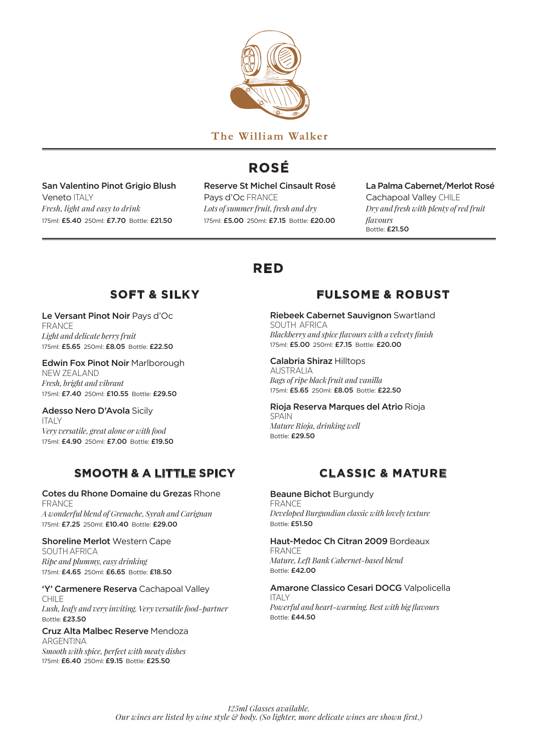The William Walker

# ROSÉ

**San Valentino Pinot Grigio Blush**
Veneto ITALY
*Fresh, light and easy to drink*
175ml: **£5.40** 250ml: **£7.70** Bottle: **£21.50**

**Reserve St Michel Cinsault Rosé**
Pays d'Oc FRANCE
*Lots of summer fruit, fresh and dry*
175ml: **£5.00** 250ml: **£7.15** Bottle: **£20.00**

**La Palma Cabernet/Merlot Rosé**
Cachapoal Valley CHILE
*Dry and fresh with plenty of red fruit flavours*
Bottle: **£21.50**

# RED

## SOFT & SILKY

**Le Versant Pinot Noir** Pays d'Oc
FRANCE
*Light and delicate berry fruit*
175ml: **£5.65** 250ml: **£8.05** Bottle: **£22.50**

**Edwin Fox Pinot Noir** Marlborough
NEW ZEALAND
*Fresh, bright and vibrant*
175ml: **£7.40** 250ml: **£10.55** Bottle: **£29.50**

**Adesso Nero D'Avola** Sicily
ITALY
*Very versatile, great alone or with food*
175ml: **£4.90** 250ml: **£7.00** Bottle: **£19.50**

## FULSOME & ROBUST

**Riebeek Cabernet Sauvignon** Swartland
SOUTH AFRICA
*Blackberry and spice flavours with a velvety finish*
175ml: **£5.00** 250ml: **£7.15** Bottle: **£20.00**

**Calabria Shiraz** Hilltops
AUSTRALIA
*Bags of ripe black fruit and vanilla*
175ml: **£5.65** 250ml: **£8.05** Bottle: **£22.50**

**Rioja Reserva Marques del Atrio** Rioja
SPAIN
*Mature Rioja, drinking well*
Bottle: **£29.50**

## SMOOTH & A LITTLE SPICY

**Cotes du Rhone Domaine du Grezas** Rhone
FRANCE
*A wonderful blend of Grenache, Syrah and Carignan*
175ml: **£7.25** 250ml: **£10.40** Bottle: **£29.00**

**Shoreline Merlot** Western Cape
SOUTH AFRICA
*Ripe and plummy, easy drinking*
175ml: **£4.65** 250ml: **£6.65** Bottle: **£18.50**

**'Y' Carmenere Reserva** Cachapoal Valley
CHILE
*Lush, leafy and very inviting. Very versatile food-partner*
Bottle: **£23.50**

**Cruz Alta Malbec Reserve** Mendoza
ARGENTINA
*Smooth with spice, perfect with meaty dishes*
175ml: **£6.40** 250ml: **£9.15** Bottle: **£25.50**

## CLASSIC & MATURE

**Beaune Bichot** Burgundy
FRANCE
*Developed Burgundian classic with lovely texture*
Bottle: **£51.50**

**Haut-Medoc Ch Citran 2009** Bordeaux
FRANCE
*Mature, Left Bank Cabernet-based blend*
Bottle: **£42.00**

**Amarone Classico Cesari DOCG** Valpolicella
ITALY
*Powerful and heart-warming. Best with big flavours*
Bottle: **£44.50**

*125ml Glasses available.*
*Our wines are listed by wine style & body. (So lighter, more delicate wines are shown first.)*